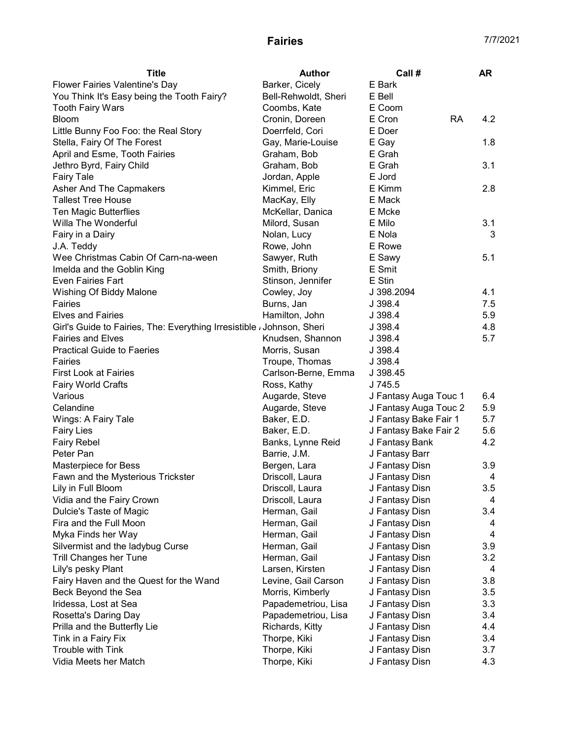# Fairies

7/7/2021

| Title | Author | Call # | | AR |
|---|---|---|---|---|
| Flower Fairies Valentine's Day | Barker, Cicely | E Bark | | |
| You Think It's Easy being the Tooth Fairy? | Bell-Rehwoldt, Sheri | E Bell | | |
| Tooth Fairy Wars | Coombs, Kate | E Coom | | |
| Bloom | Cronin, Doreen | E Cron | RA | 4.2 |
| Little Bunny Foo Foo: the Real Story | Doerrfeld, Cori | E Doer | | |
| Stella, Fairy Of The Forest | Gay, Marie-Louise | E Gay | | 1.8 |
| April and Esme, Tooth Fairies | Graham, Bob | E Grah | | |
| Jethro Byrd, Fairy Child | Graham, Bob | E Grah | | 3.1 |
| Fairy Tale | Jordan, Apple | E Jord | | |
| Asher And The Capmakers | Kimmel, Eric | E Kimm | | 2.8 |
| Tallest Tree House | MacKay, Elly | E Mack | | |
| Ten Magic Butterflies | McKellar, Danica | E Mcke | | |
| Willa The Wonderful | Milord, Susan | E Milo | | 3.1 |
| Fairy in a Dairy | Nolan, Lucy | E Nola | | 3 |
| J.A. Teddy | Rowe, John | E Rowe | | |
| Wee Christmas Cabin Of Carn-na-ween | Sawyer, Ruth | E Sawy | | 5.1 |
| Imelda and the Goblin King | Smith, Briony | E Smit | | |
| Even Fairies Fart | Stinson, Jennifer | E Stin | | |
| Wishing Of Biddy Malone | Cowley, Joy | J 398.2094 | | 4.1 |
| Fairies | Burns, Jan | J 398.4 | | 7.5 |
| Elves and Fairies | Hamilton, John | J 398.4 | | 5.9 |
| Girl's Guide to Fairies, The: Everything Irresistible / | Johnson, Sheri | J 398.4 | | 4.8 |
| Fairies and Elves | Knudsen, Shannon | J 398.4 | | 5.7 |
| Practical Guide to Faeries | Morris, Susan | J 398.4 | | |
| Fairies | Troupe, Thomas | J 398.4 | | |
| First Look at Fairies | Carlson-Berne, Emma | J 398.45 | | |
| Fairy World Crafts | Ross, Kathy | J 745.5 | | |
| Various | Augarde, Steve | J Fantasy Auga Touc 1 | | 6.4 |
| Celandine | Augarde, Steve | J Fantasy Auga Touc 2 | | 5.9 |
| Wings: A Fairy Tale | Baker, E.D. | J Fantasy Bake Fair 1 | | 5.7 |
| Fairy Lies | Baker, E.D. | J Fantasy Bake Fair 2 | | 5.6 |
| Fairy Rebel | Banks, Lynne Reid | J Fantasy Bank | | 4.2 |
| Peter Pan | Barrie, J.M. | J Fantasy Barr | | |
| Masterpiece for Bess | Bergen, Lara | J Fantasy Disn | | 3.9 |
| Fawn and the Mysterious Trickster | Driscoll, Laura | J Fantasy Disn | | 4 |
| Lily in Full Bloom | Driscoll, Laura | J Fantasy Disn | | 3.5 |
| Vidia and the Fairy Crown | Driscoll, Laura | J Fantasy Disn | | 4 |
| Dulcie's Taste of Magic | Herman, Gail | J Fantasy Disn | | 3.4 |
| Fira and the Full Moon | Herman, Gail | J Fantasy Disn | | 4 |
| Myka Finds her Way | Herman, Gail | J Fantasy Disn | | 4 |
| Silvermist and the ladybug Curse | Herman, Gail | J Fantasy Disn | | 3.9 |
| Trill Changes her Tune | Herman, Gail | J Fantasy Disn | | 3.2 |
| Lily's pesky Plant | Larsen, Kirsten | J Fantasy Disn | | 4 |
| Fairy Haven and the Quest for the Wand | Levine, Gail Carson | J Fantasy Disn | | 3.8 |
| Beck Beyond the Sea | Morris, Kimberly | J Fantasy Disn | | 3.5 |
| Iridessa, Lost at Sea | Papademetriou, Lisa | J Fantasy Disn | | 3.3 |
| Rosetta's Daring Day | Papademetriou, Lisa | J Fantasy Disn | | 3.4 |
| Prilla and the Butterfly Lie | Richards, Kitty | J Fantasy Disn | | 4.4 |
| Tink in a Fairy Fix | Thorpe, Kiki | J Fantasy Disn | | 3.4 |
| Trouble with Tink | Thorpe, Kiki | J Fantasy Disn | | 3.7 |
| Vidia Meets her Match | Thorpe, Kiki | J Fantasy Disn | | 4.3 |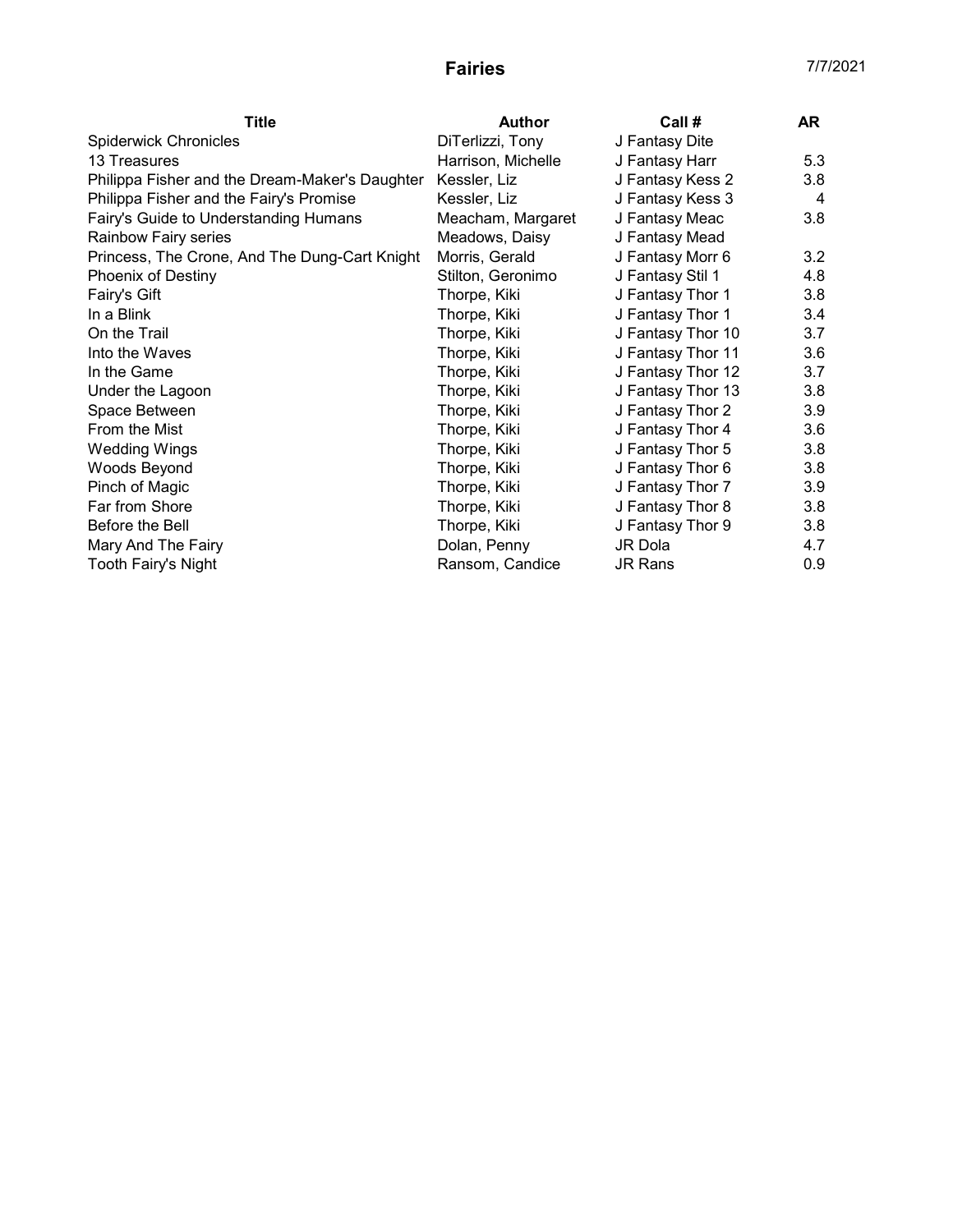# Fairies

7/7/2021

| Title | Author | Call # | AR |
|---|---|---|---|
| Spiderwick Chronicles | DiTerlizzi, Tony | J Fantasy Dite | |
| 13 Treasures | Harrison, Michelle | J Fantasy Harr | 5.3 |
| Philippa Fisher and the Dream-Maker's Daughter | Kessler, Liz | J Fantasy Kess 2 | 3.8 |
| Philippa Fisher and the Fairy's Promise | Kessler, Liz | J Fantasy Kess 3 | 4 |
| Fairy's Guide to Understanding Humans | Meacham, Margaret | J Fantasy Meac | 3.8 |
| Rainbow Fairy series | Meadows, Daisy | J Fantasy Mead | |
| Princess, The Crone, And The Dung-Cart Knight | Morris, Gerald | J Fantasy Morr 6 | 3.2 |
| Phoenix of Destiny | Stilton, Geronimo | J Fantasy Stil 1 | 4.8 |
| Fairy's Gift | Thorpe, Kiki | J Fantasy Thor 1 | 3.8 |
| In a Blink | Thorpe, Kiki | J Fantasy Thor 1 | 3.4 |
| On the Trail | Thorpe, Kiki | J Fantasy Thor 10 | 3.7 |
| Into the Waves | Thorpe, Kiki | J Fantasy Thor 11 | 3.6 |
| In the Game | Thorpe, Kiki | J Fantasy Thor 12 | 3.7 |
| Under the Lagoon | Thorpe, Kiki | J Fantasy Thor 13 | 3.8 |
| Space Between | Thorpe, Kiki | J Fantasy Thor 2 | 3.9 |
| From the Mist | Thorpe, Kiki | J Fantasy Thor 4 | 3.6 |
| Wedding Wings | Thorpe, Kiki | J Fantasy Thor 5 | 3.8 |
| Woods Beyond | Thorpe, Kiki | J Fantasy Thor 6 | 3.8 |
| Pinch of Magic | Thorpe, Kiki | J Fantasy Thor 7 | 3.9 |
| Far from Shore | Thorpe, Kiki | J Fantasy Thor 8 | 3.8 |
| Before the Bell | Thorpe, Kiki | J Fantasy Thor 9 | 3.8 |
| Mary And The Fairy | Dolan, Penny | JR Dola | 4.7 |
| Tooth Fairy's Night | Ransom, Candice | JR Rans | 0.9 |